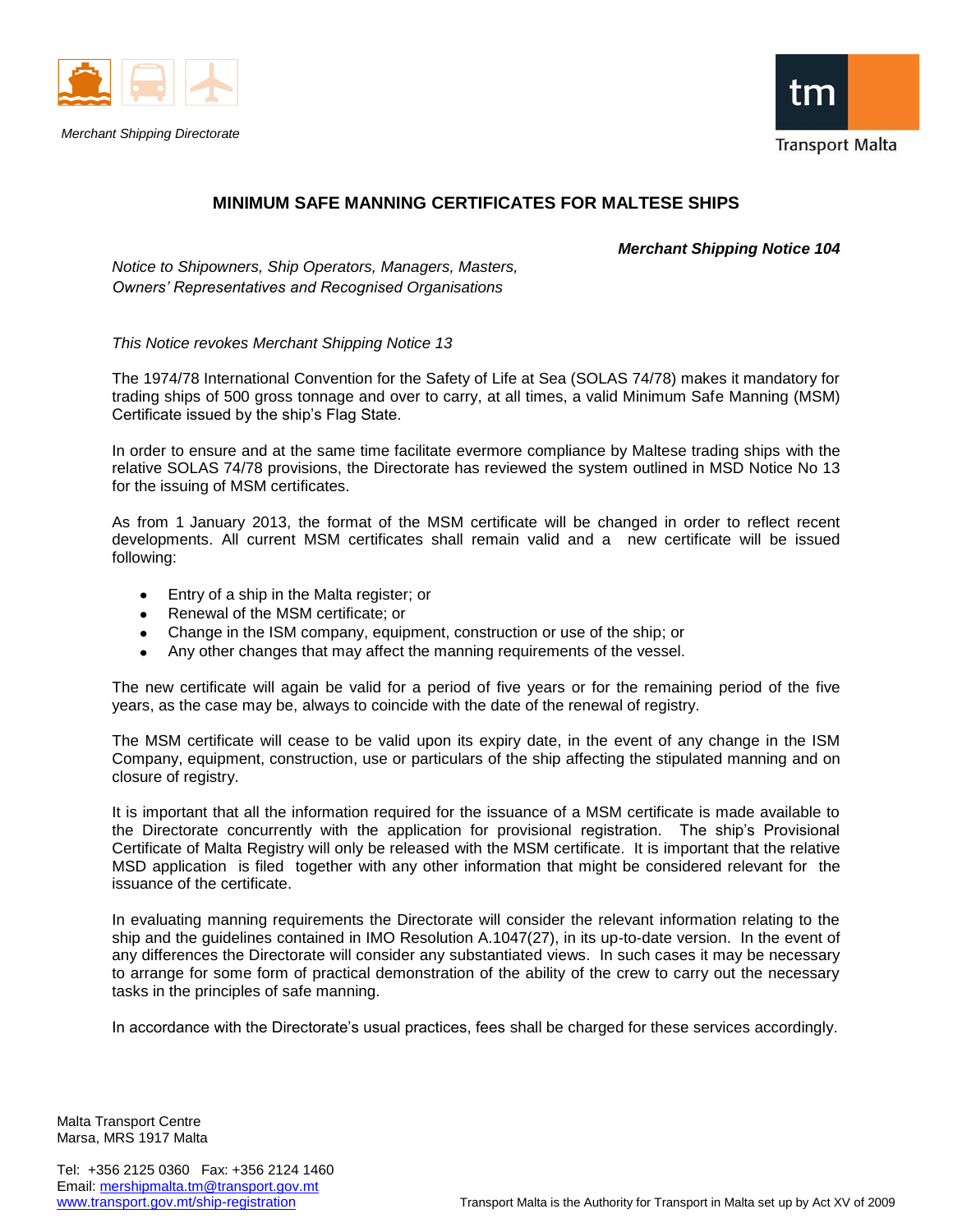*Merchant Shipping Directorate*

# MINIMUM SAFE MANNING CERTIFICATES FOR MALTESE SHIPS

***Merchant Shipping Notice 104***

*Notice to Shipowners, Ship Operators, Managers, Masters, Owners' Representatives and Recognised Organisations*

*This Notice revokes Merchant Shipping Notice 13*

The 1974/78 International Convention for the Safety of Life at Sea (SOLAS 74/78) makes it mandatory for trading ships of 500 gross tonnage and over to carry, at all times, a valid Minimum Safe Manning (MSM) Certificate issued by the ship's Flag State.

In order to ensure and at the same time facilitate evermore compliance by Maltese trading ships with the relative SOLAS 74/78 provisions, the Directorate has reviewed the system outlined in MSD Notice No 13 for the issuing of MSM certificates.

As from 1 January 2013, the format of the MSM certificate will be changed in order to reflect recent developments. All current MSM certificates shall remain valid and a new certificate will be issued following:

- Entry of a ship in the Malta register; or
- Renewal of the MSM certificate; or
- Change in the ISM company, equipment, construction or use of the ship; or
- Any other changes that may affect the manning requirements of the vessel.

The new certificate will again be valid for a period of five years or for the remaining period of the five years, as the case may be, always to coincide with the date of the renewal of registry.

The MSM certificate will cease to be valid upon its expiry date, in the event of any change in the ISM Company, equipment, construction, use or particulars of the ship affecting the stipulated manning and on closure of registry.

It is important that all the information required for the issuance of a MSM certificate is made available to the Directorate concurrently with the application for provisional registration. The ship's Provisional Certificate of Malta Registry will only be released with the MSM certificate. It is important that the relative MSD application is filed together with any other information that might be considered relevant for the issuance of the certificate.

In evaluating manning requirements the Directorate will consider the relevant information relating to the ship and the guidelines contained in IMO Resolution A.1047(27), in its up-to-date version. In the event of any differences the Directorate will consider any substantiated views. In such cases it may be necessary to arrange for some form of practical demonstration of the ability of the crew to carry out the necessary tasks in the principles of safe manning.

In accordance with the Directorate's usual practices, fees shall be charged for these services accordingly.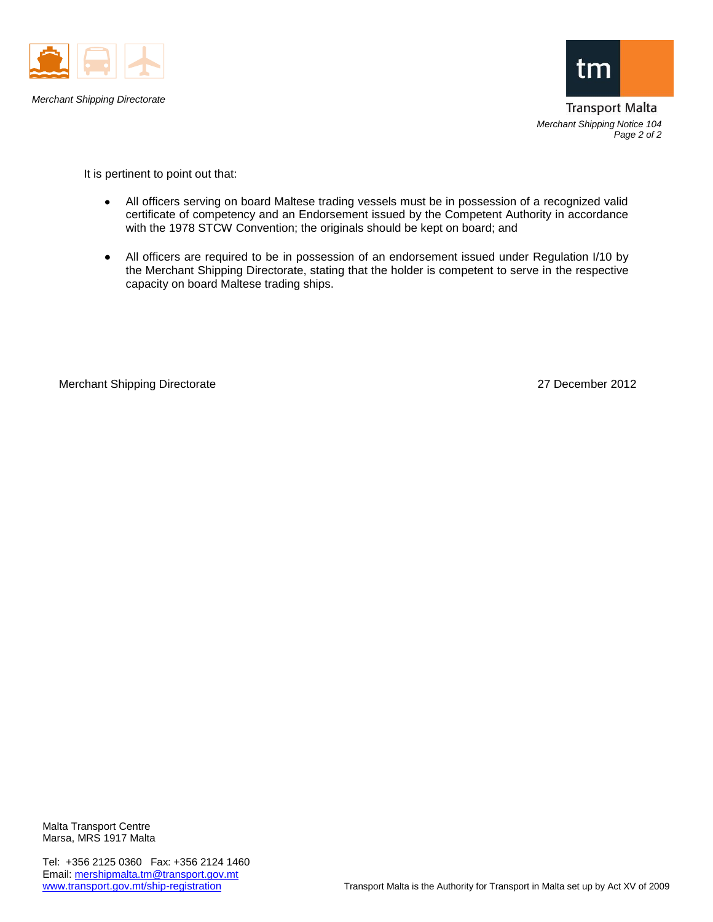It is pertinent to point out that:

- All officers serving on board Maltese trading vessels must be in possession of a recognized valid certificate of competency and an Endorsement issued by the Competent Authority in accordance with the 1978 STCW Convention; the originals should be kept on board; and

- All officers are required to be in possession of an endorsement issued under Regulation I/10 by the Merchant Shipping Directorate, stating that the holder is competent to serve in the respective capacity on board Maltese trading ships.

Merchant Shipping Directorate

27 December 2012